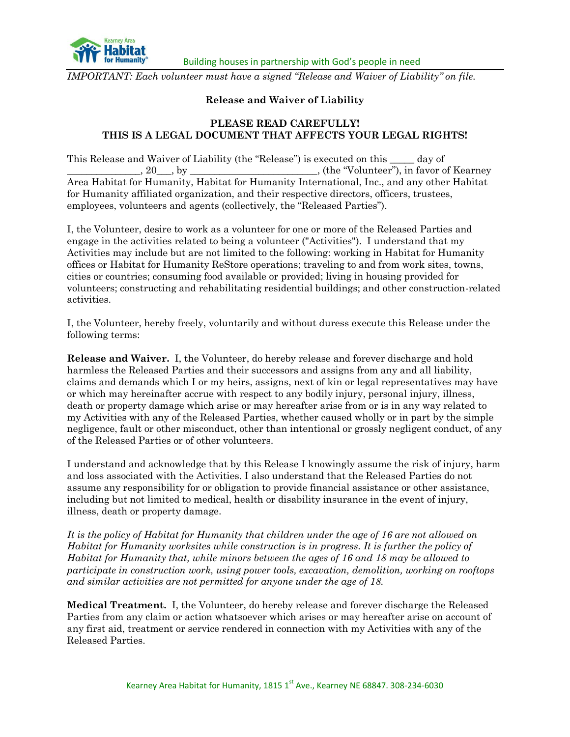Building houses in partnership with God's people in need

*IMPORTANT: Each volunteer must have a signed "Release and Waiver of Liability" on file.*

## Release and Waiver of Liability

**PLEASE READ CAREFULLY!**
**THIS IS A LEGAL DOCUMENT THAT AFFECTS YOUR LEGAL RIGHTS!**

This Release and Waiver of Liability (the "Release") is executed on this _____ day of ______________, 20___, by _________________________, (the "Volunteer"), in favor of Kearney Area Habitat for Humanity, Habitat for Humanity International, Inc., and any other Habitat for Humanity affiliated organization, and their respective directors, officers, trustees, employees, volunteers and agents (collectively, the "Released Parties").

I, the Volunteer, desire to work as a volunteer for one or more of the Released Parties and engage in the activities related to being a volunteer ("Activities"). I understand that my Activities may include but are not limited to the following: working in Habitat for Humanity offices or Habitat for Humanity ReStore operations; traveling to and from work sites, towns, cities or countries; consuming food available or provided; living in housing provided for volunteers; constructing and rehabilitating residential buildings; and other construction-related activities.

I, the Volunteer, hereby freely, voluntarily and without duress execute this Release under the following terms:

**Release and Waiver.** I, the Volunteer, do hereby release and forever discharge and hold harmless the Released Parties and their successors and assigns from any and all liability, claims and demands which I or my heirs, assigns, next of kin or legal representatives may have or which may hereinafter accrue with respect to any bodily injury, personal injury, illness, death or property damage which arise or may hereafter arise from or is in any way related to my Activities with any of the Released Parties, whether caused wholly or in part by the simple negligence, fault or other misconduct, other than intentional or grossly negligent conduct, of any of the Released Parties or of other volunteers.

I understand and acknowledge that by this Release I knowingly assume the risk of injury, harm and loss associated with the Activities. I also understand that the Released Parties do not assume any responsibility for or obligation to provide financial assistance or other assistance, including but not limited to medical, health or disability insurance in the event of injury, illness, death or property damage.

*It is the policy of Habitat for Humanity that children under the age of 16 are not allowed on Habitat for Humanity worksites while construction is in progress. It is further the policy of Habitat for Humanity that, while minors between the ages of 16 and 18 may be allowed to participate in construction work, using power tools, excavation, demolition, working on rooftops and similar activities are not permitted for anyone under the age of 18.*

**Medical Treatment.** I, the Volunteer, do hereby release and forever discharge the Released Parties from any claim or action whatsoever which arises or may hereafter arise on account of any first aid, treatment or service rendered in connection with my Activities with any of the Released Parties.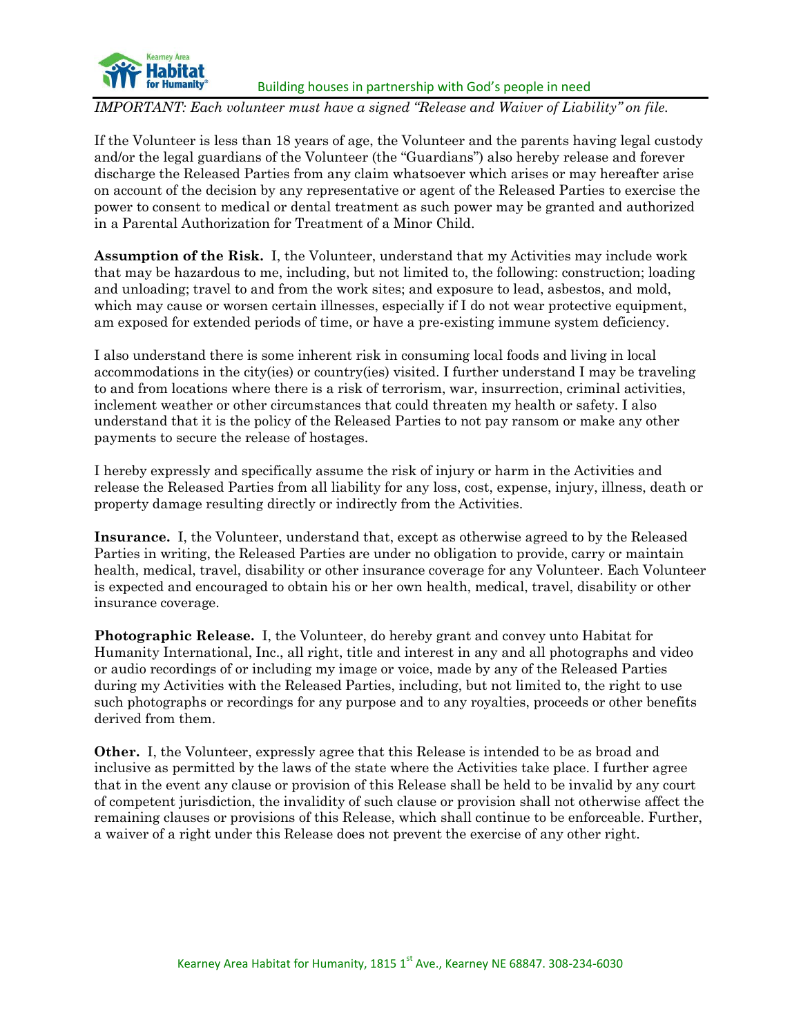*IMPORTANT: Each volunteer must have a signed "Release and Waiver of Liability" on file.*

If the Volunteer is less than 18 years of age, the Volunteer and the parents having legal custody and/or the legal guardians of the Volunteer (the "Guardians") also hereby release and forever discharge the Released Parties from any claim whatsoever which arises or may hereafter arise on account of the decision by any representative or agent of the Released Parties to exercise the power to consent to medical or dental treatment as such power may be granted and authorized in a Parental Authorization for Treatment of a Minor Child.

**Assumption of the Risk.** I, the Volunteer, understand that my Activities may include work that may be hazardous to me, including, but not limited to, the following: construction; loading and unloading; travel to and from the work sites; and exposure to lead, asbestos, and mold, which may cause or worsen certain illnesses, especially if I do not wear protective equipment, am exposed for extended periods of time, or have a pre-existing immune system deficiency.

I also understand there is some inherent risk in consuming local foods and living in local accommodations in the city(ies) or country(ies) visited. I further understand I may be traveling to and from locations where there is a risk of terrorism, war, insurrection, criminal activities, inclement weather or other circumstances that could threaten my health or safety. I also understand that it is the policy of the Released Parties to not pay ransom or make any other payments to secure the release of hostages.

I hereby expressly and specifically assume the risk of injury or harm in the Activities and release the Released Parties from all liability for any loss, cost, expense, injury, illness, death or property damage resulting directly or indirectly from the Activities.

**Insurance.** I, the Volunteer, understand that, except as otherwise agreed to by the Released Parties in writing, the Released Parties are under no obligation to provide, carry or maintain health, medical, travel, disability or other insurance coverage for any Volunteer. Each Volunteer is expected and encouraged to obtain his or her own health, medical, travel, disability or other insurance coverage.

**Photographic Release.** I, the Volunteer, do hereby grant and convey unto Habitat for Humanity International, Inc., all right, title and interest in any and all photographs and video or audio recordings of or including my image or voice, made by any of the Released Parties during my Activities with the Released Parties, including, but not limited to, the right to use such photographs or recordings for any purpose and to any royalties, proceeds or other benefits derived from them.

**Other.** I, the Volunteer, expressly agree that this Release is intended to be as broad and inclusive as permitted by the laws of the state where the Activities take place. I further agree that in the event any clause or provision of this Release shall be held to be invalid by any court of competent jurisdiction, the invalidity of such clause or provision shall not otherwise affect the remaining clauses or provisions of this Release, which shall continue to be enforceable. Further, a waiver of a right under this Release does not prevent the exercise of any other right.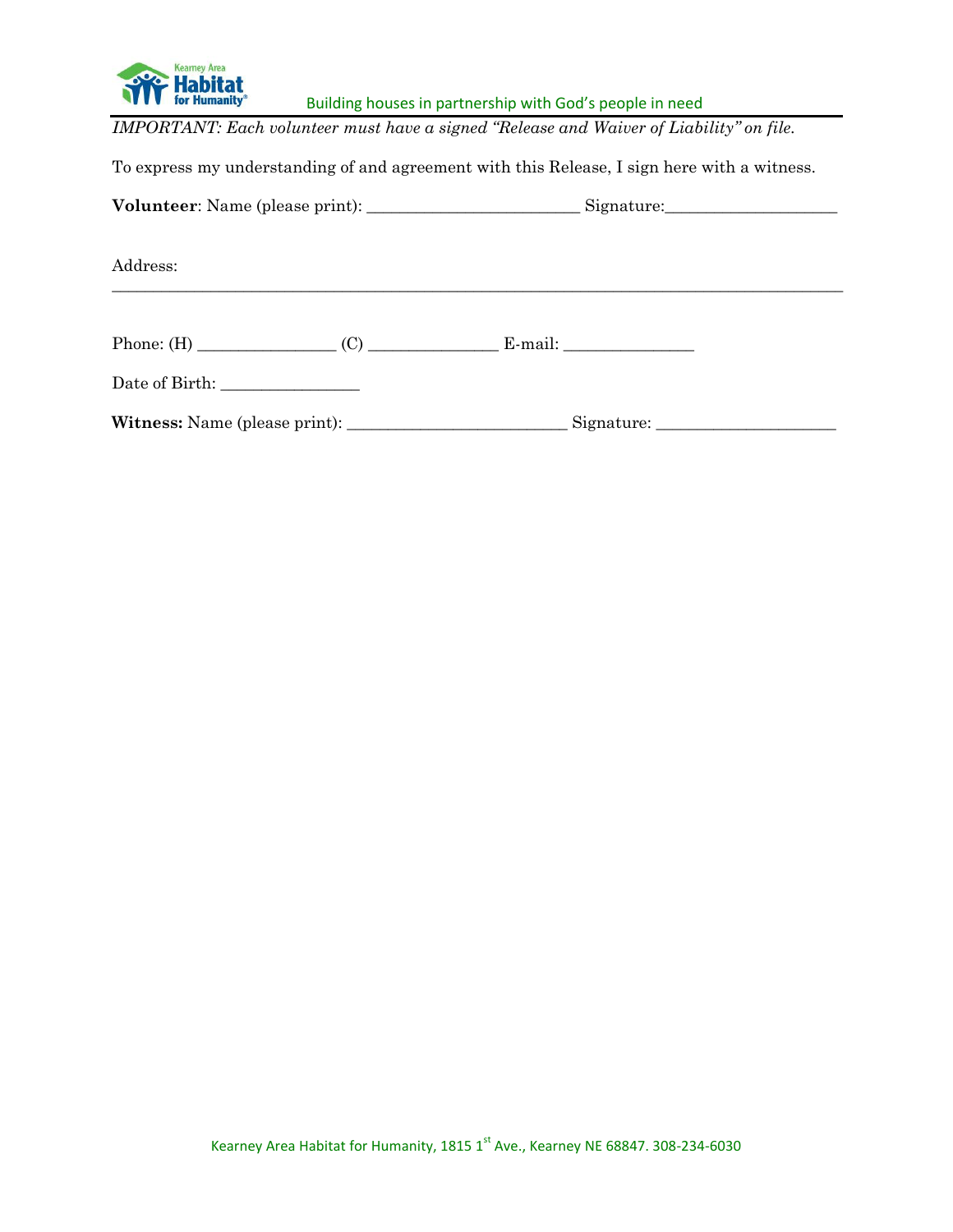Building houses in partnership with God's people in need

*IMPORTANT: Each volunteer must have a signed "Release and Waiver of Liability" on file.*

To express my understanding of and agreement with this Release, I sign here with a witness.

**Volunteer**: Name (please print): _________________________ Signature:____________________

Address:

________________________________________________________________________________

Phone: (H) ________________ (C) _______________ E-mail: _______________

Date of Birth: ________________

**Witness:** Name (please print): _________________________ Signature: _____________________

Kearney Area Habitat for Humanity, 1815 1st Ave., Kearney NE 68847. 308-234-6030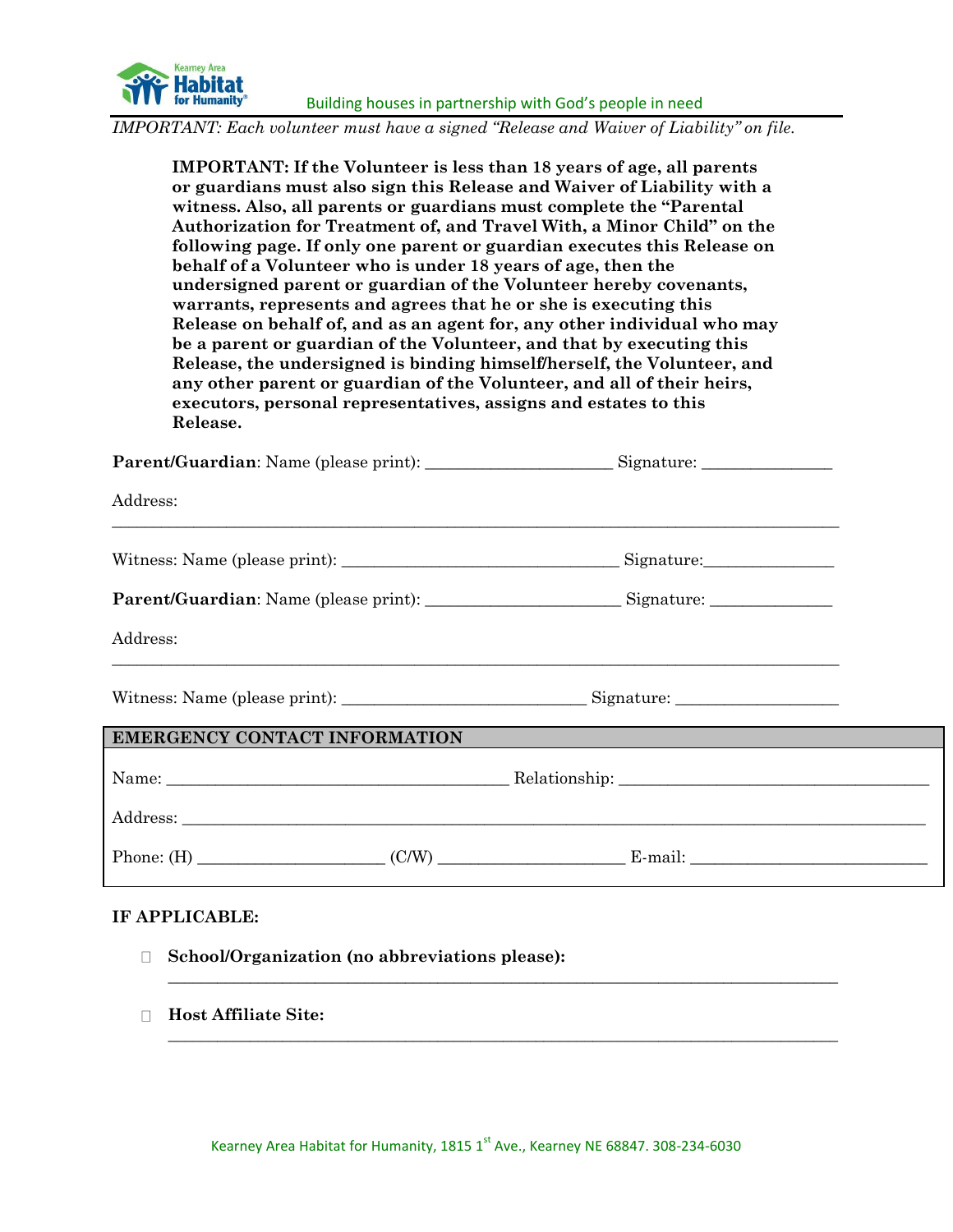*IMPORTANT: Each volunteer must have a signed "Release and Waiver of Liability" on file.*

**IMPORTANT: If the Volunteer is less than 18 years of age, all parents or guardians must also sign this Release and Waiver of Liability with a witness. Also, all parents or guardians must complete the "Parental Authorization for Treatment of, and Travel With, a Minor Child" on the following page. If only one parent or guardian executes this Release on behalf of a Volunteer who is under 18 years of age, then the undersigned parent or guardian of the Volunteer hereby covenants, warrants, represents and agrees that he or she is executing this Release on behalf of, and as an agent for, any other individual who may be a parent or guardian of the Volunteer, and that by executing this Release, the undersigned is binding himself/herself, the Volunteer, and any other parent or guardian of the Volunteer, and all of their heirs, executors, personal representatives, assigns and estates to this Release.**

**Parent/Guardian**: Name (please print): ______________________ Signature: _______________

Address: ___________________________________________________________________________

Witness: Name (please print): _________________________________ Signature: _______________

**Parent/Guardian**: Name (please print): ______________________ Signature: ______________

Address: ___________________________________________________________________________

Witness: Name (please print): ____________________________ Signature: ___________________

**EMERGENCY CONTACT INFORMATION**

Name: _________________________________________ Relationship: ____________________________________

Address: ___________________________________________________________________________________________

Phone: (H) ______________________ (C/W) ______________________ E-mail: ____________________________

**IF APPLICABLE:**

- ☐ **School/Organization (no abbreviations please):**
  ___________________________________________________________________________
- ☐ **Host Affiliate Site:**
  ___________________________________________________________________________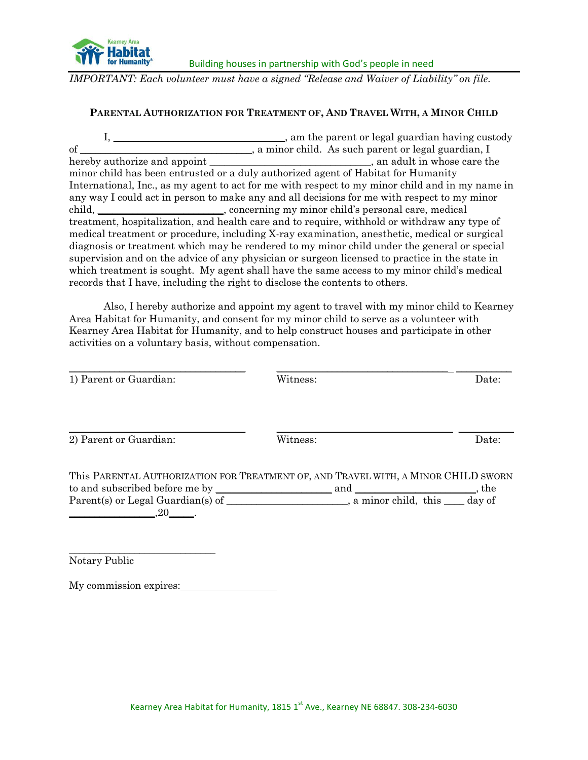Building houses in partnership with God's people in need

*IMPORTANT: Each volunteer must have a signed "Release and Waiver of Liability" on file.*

## PARENTAL AUTHORIZATION FOR TREATMENT OF, AND TRAVEL WITH, A MINOR CHILD

I, ________________________________, am the parent or legal guardian having custody of ________________________________, a minor child. As such parent or legal guardian, I hereby authorize and appoint ______________________________, an adult in whose care the minor child has been entrusted or a duly authorized agent of Habitat for Humanity International, Inc., as my agent to act for me with respect to my minor child and in my name in any way I could act in person to make any and all decisions for me with respect to my minor child, ________________________, concerning my minor child's personal care, medical treatment, hospitalization, and health care and to require, withhold or withdraw any type of medical treatment or procedure, including X-ray examination, anesthetic, medical or surgical diagnosis or treatment which may be rendered to my minor child under the general or special supervision and on the advice of any physician or surgeon licensed to practice in the state in which treatment is sought. My agent shall have the same access to my minor child's medical records that I have, including the right to disclose the contents to others.

Also, I hereby authorize and appoint my agent to travel with my minor child to Kearney Area Habitat for Humanity, and consent for my minor child to serve as a volunteer with Kearney Area Habitat for Humanity, and to help construct houses and participate in other activities on a voluntary basis, without compensation.

________________________________ ________________________________ __________

1) Parent or Guardian: Witness: Date:

________________________________ ________________________________ __________

2) Parent or Guardian: Witness: Date:

This PARENTAL AUTHORIZATION FOR TREATMENT OF, AND TRAVEL WITH, A MINOR CHILD SWORN to and subscribed before me by ______________________ and ______________________, the Parent(s) or Legal Guardian(s) of ______________________, a minor child, this ____ day of ________________,20_____.

____________________________

Notary Public

My commission expires:__________________

Kearney Area Habitat for Humanity, 1815 1st Ave., Kearney NE 68847. 308-234-6030